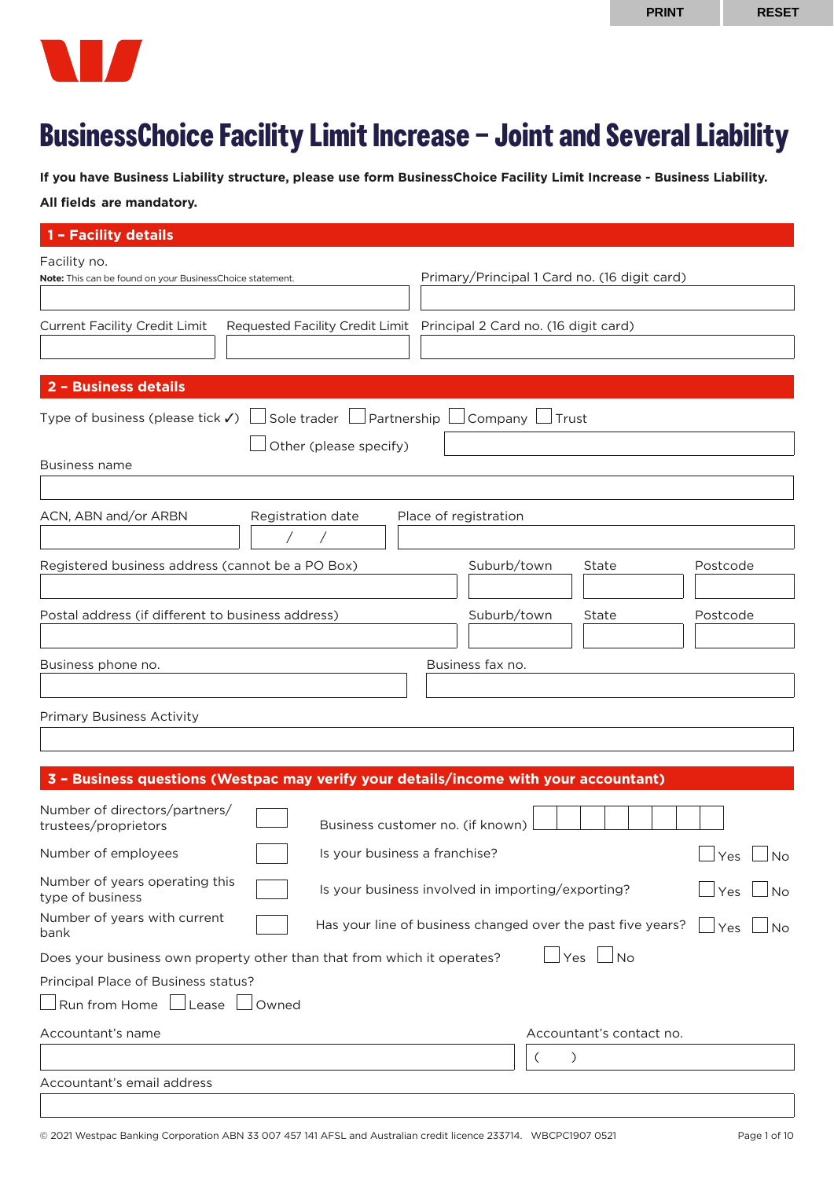PRINT RESET

# BusinessChoice Facility Limit Increase – Joint and Several Liability

**If you have Business Liability structure, please use form BusinessChoice Facility Limit Increase - Business Liability.**

**All fields are mandatory.**

## 1 – Facility details

Facility no.
**Note:** This can be found on your BusinessChoice statement.

Primary/Principal 1 Card no. (16 digit card)

Current Facility Credit Limit

Requested Facility Credit Limit

Principal 2 Card no. (16 digit card)

## 2 – Business details

Type of business (please tick ✓) ☐ Sole trader ☐ Partnership ☐ Company ☐ Trust

☐ Other (please specify)

Business name

ACN, ABN and/or ARBN

Registration date / /

Place of registration

Registered business address (cannot be a PO Box) | Suburb/town | State | Postcode

Postal address (if different to business address) | Suburb/town | State | Postcode

Business phone no.

Business fax no.

Primary Business Activity

## 3 – Business questions (Westpac may verify your details/income with your accountant)

Number of directors/partners/trustees/proprietors

Business customer no. (if known)

Number of employees

Is your business a franchise? ☐ Yes ☐ No

Number of years operating this type of business

Is your business involved in importing/exporting? ☐ Yes ☐ No

Number of years with current bank

Has your line of business changed over the past five years? ☐ Yes ☐ No

Does your business own property other than that from which it operates? ☐ Yes ☐ No

Principal Place of Business status?

☐ Run from Home ☐ Lease ☐ Owned

Accountant's name

Accountant's contact no. ( )

Accountant's email address

© 2021 Westpac Banking Corporation ABN 33 007 457 141 AFSL and Australian credit licence 233714. WBCPC1907 0521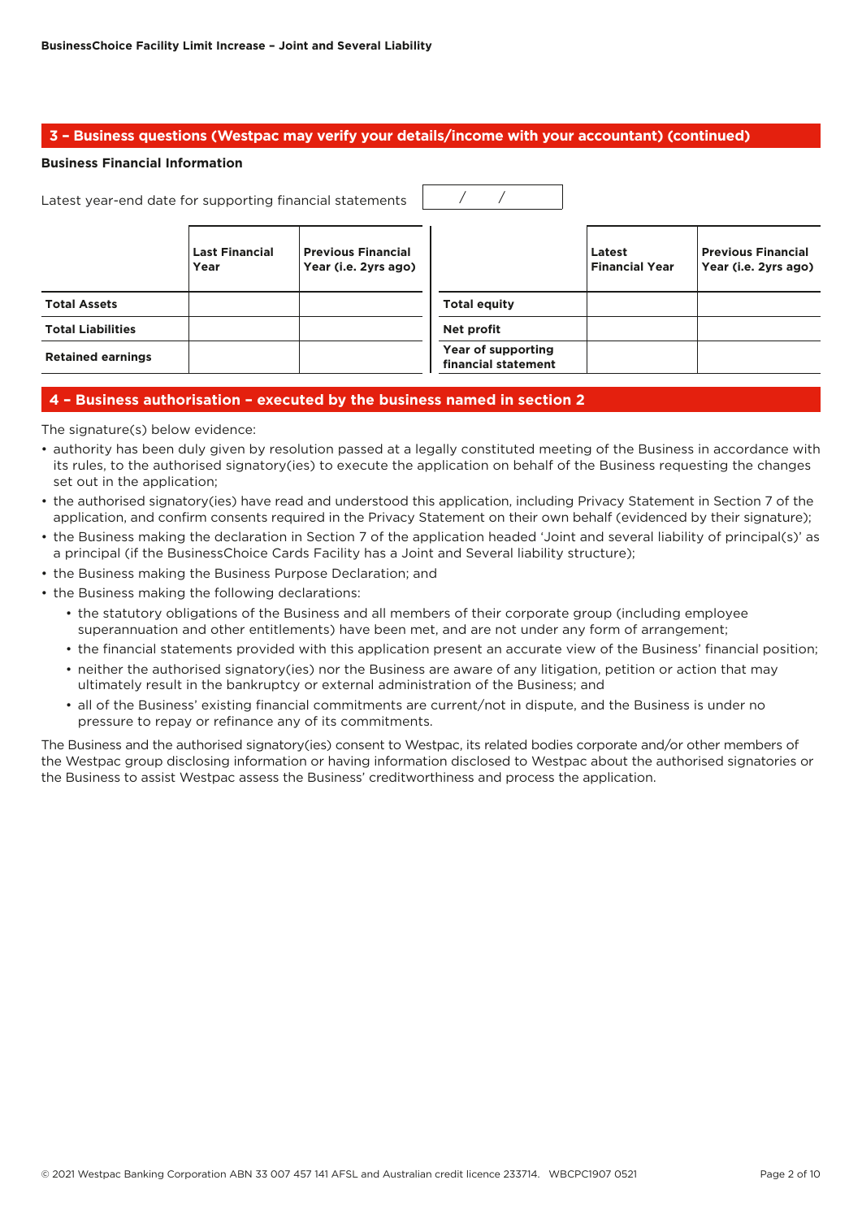## 3 – Business questions (Westpac may verify your details/income with your accountant) (continued)

**Business Financial Information**

Latest year-end date for supporting financial statements &nbsp; / &nbsp; /

| | Last Financial Year | Previous Financial Year (i.e. 2yrs ago) | | Latest Financial Year | Previous Financial Year (i.e. 2yrs ago) |
|---|---|---|---|---|---|
| **Total Assets** | | | **Total equity** | | |
| **Total Liabilities** | | | **Net profit** | | |
| **Retained earnings** | | | **Year of supporting financial statement** | | |

## 4 – Business authorisation – executed by the business named in section 2

The signature(s) below evidence:

- authority has been duly given by resolution passed at a legally constituted meeting of the Business in accordance with its rules, to the authorised signatory(ies) to execute the application on behalf of the Business requesting the changes set out in the application;
- the authorised signatory(ies) have read and understood this application, including Privacy Statement in Section 7 of the application, and confirm consents required in the Privacy Statement on their own behalf (evidenced by their signature);
- the Business making the declaration in Section 7 of the application headed 'Joint and several liability of principal(s)' as a principal (if the BusinessChoice Cards Facility has a Joint and Several liability structure);
- the Business making the Business Purpose Declaration; and
- the Business making the following declarations:
  - the statutory obligations of the Business and all members of their corporate group (including employee superannuation and other entitlements) have been met, and are not under any form of arrangement;
  - the financial statements provided with this application present an accurate view of the Business' financial position;
  - neither the authorised signatory(ies) nor the Business are aware of any litigation, petition or action that may ultimately result in the bankruptcy or external administration of the Business; and
  - all of the Business' existing financial commitments are current/not in dispute, and the Business is under no pressure to repay or refinance any of its commitments.

The Business and the authorised signatory(ies) consent to Westpac, its related bodies corporate and/or other members of the Westpac group disclosing information or having information disclosed to Westpac about the authorised signatories or the Business to assist Westpac assess the Business' creditworthiness and process the application.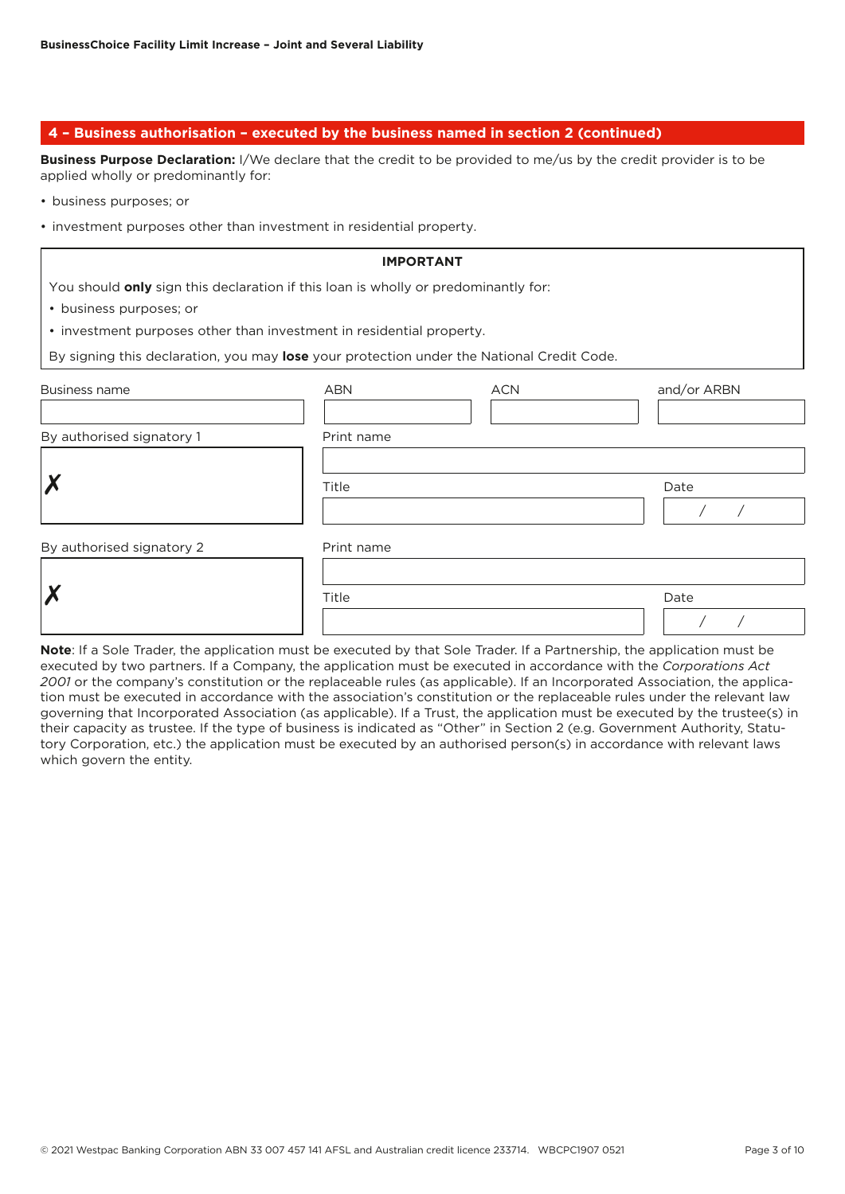## 4 – Business authorisation – executed by the business named in section 2 (continued)

**Business Purpose Declaration:** I/We declare that the credit to be provided to me/us by the credit provider is to be applied wholly or predominantly for:

- business purposes; or
- investment purposes other than investment in residential property.

**IMPORTANT**

You should **only** sign this declaration if this loan is wholly or predominantly for:

- business purposes; or
- investment purposes other than investment in residential property.

By signing this declaration, you may **lose** your protection under the National Credit Code.

| Business name | ABN | ACN | and/or ARBN |
|---|---|---|---|
| | | | |

| By authorised signatory 1 | Print name | | |
|---|---|---|---|
| ✗ | | | |
| | Title | | Date |
| | | | / / |

| By authorised signatory 2 | Print name | | |
|---|---|---|---|
| ✗ | | | |
| | Title | | Date |
| | | | / / |

**Note**: If a Sole Trader, the application must be executed by that Sole Trader. If a Partnership, the application must be executed by two partners. If a Company, the application must be executed in accordance with the *Corporations Act 2001* or the company's constitution or the replaceable rules (as applicable). If an Incorporated Association, the application must be executed in accordance with the association's constitution or the replaceable rules under the relevant law governing that Incorporated Association (as applicable). If a Trust, the application must be executed by the trustee(s) in their capacity as trustee. If the type of business is indicated as "Other" in Section 2 (e.g. Government Authority, Statutory Corporation, etc.) the application must be executed by an authorised person(s) in accordance with relevant laws which govern the entity.

© 2021 Westpac Banking Corporation ABN 33 007 457 141 AFSL and Australian credit licence 233714. WBCPC1907 0521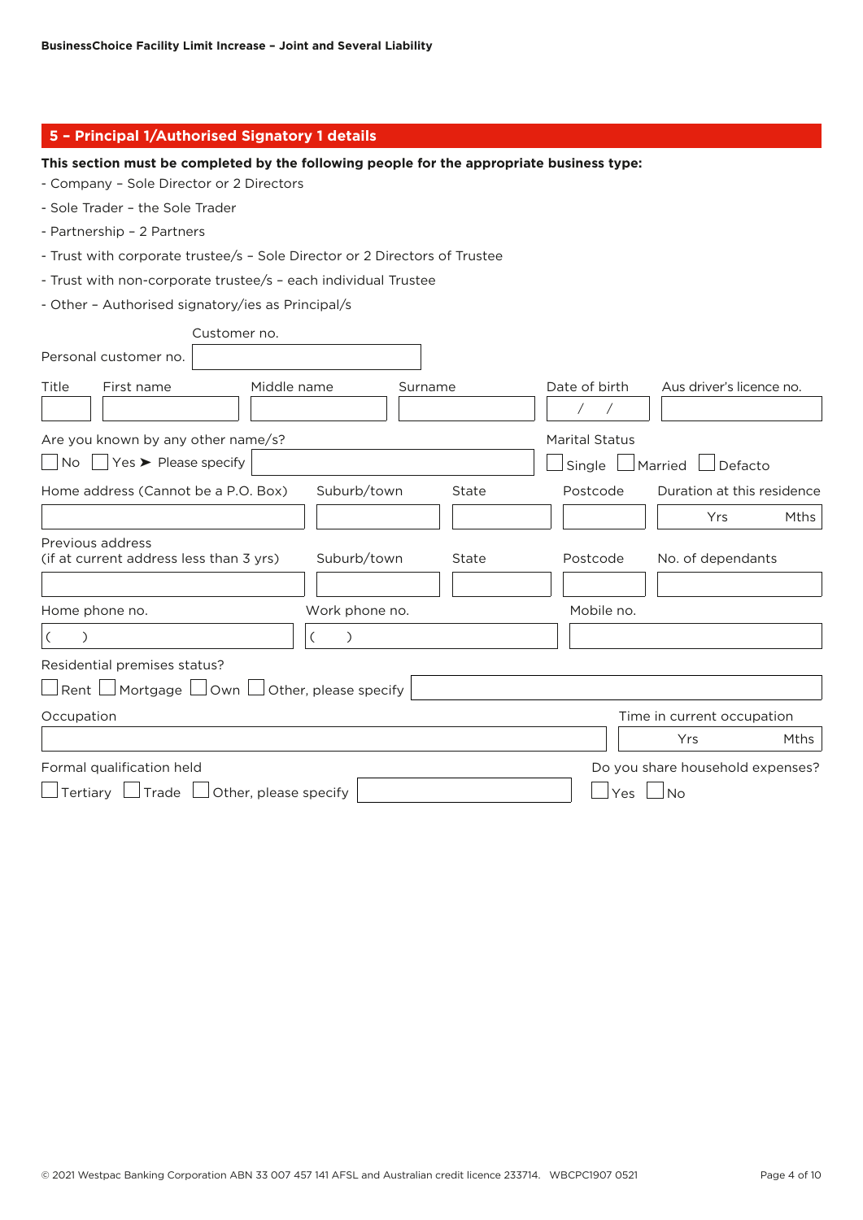## 5 – Principal 1/Authorised Signatory 1 details

**This section must be completed by the following people for the appropriate business type:**

- Company – Sole Director or 2 Directors
- Sole Trader – the Sole Trader
- Partnership – 2 Partners
- Trust with corporate trustee/s – Sole Director or 2 Directors of Trustee
- Trust with non-corporate trustee/s – each individual Trustee
- Other – Authorised signatory/ies as Principal/s

Personal customer no. / Customer no. ____________________

| Title | First name | Middle name | Surname | Date of birth | Aus driver's licence no. |
|---|---|---|---|---|---|
| | | | | / / | |

Are you known by any other name/s?
☐ No ☐ Yes ➤ Please specify ____________________

Marital Status
☐ Single ☐ Married ☐ Defacto

| Home address (Cannot be a P.O. Box) | Suburb/town | State | Postcode | Duration at this residence |
|---|---|---|---|---|
| | | | | Yrs Mths |

| Previous address (if at current address less than 3 yrs) | Suburb/town | State | Postcode | No. of dependants |
|---|---|---|---|---|
| | | | | |

| Home phone no. | Work phone no. | Mobile no. |
|---|---|---|
| ( ) | ( ) | |

Residential premises status?
☐ Rent ☐ Mortgage ☐ Own ☐ Other, please specify ____________________

| Occupation | Time in current occupation |
|---|---|
| | Yrs Mths |

Formal qualification held
☐ Tertiary ☐ Trade ☐ Other, please specify ____________________

Do you share household expenses?
☐ Yes ☐ No

© 2021 Westpac Banking Corporation ABN 33 007 457 141 AFSL and Australian credit licence 233714. WBCPC1907 0521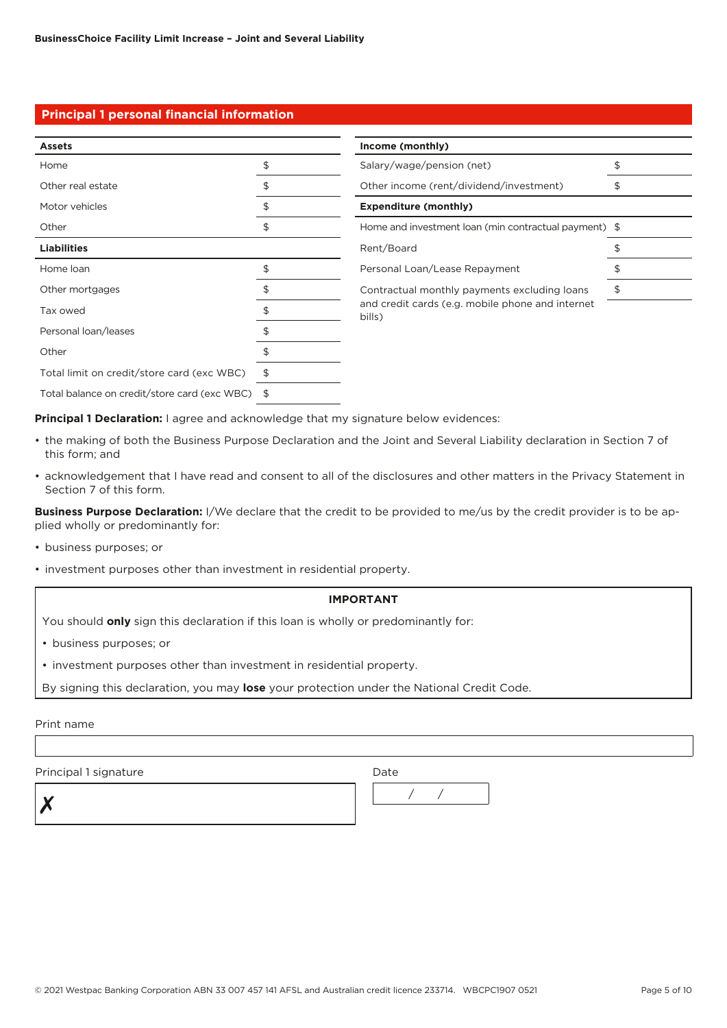## Principal 1 personal financial information

| Assets | |
|---|---|
| Home | $ |
| Other real estate | $ |
| Motor vehicles | $ |
| Other | $ |
| **Liabilities** | |
| Home loan | $ |
| Other mortgages | $ |
| Tax owed | $ |
| Personal loan/leases | $ |
| Other | $ |
| Total limit on credit/store card (exc WBC) | $ |
| Total balance on credit/store card (exc WBC) | $ |

| Income (monthly) | |
|---|---|
| Salary/wage/pension (net) | $ |
| Other income (rent/dividend/investment) | $ |
| **Expenditure (monthly)** | |
| Home and investment loan (min contractual payment) | $ |
| Rent/Board | $ |
| Personal Loan/Lease Repayment | $ |
| Contractual monthly payments excluding loans and credit cards (e.g. mobile phone and internet bills) | $ |

**Principal 1 Declaration:** I agree and acknowledge that my signature below evidences:

- the making of both the Business Purpose Declaration and the Joint and Several Liability declaration in Section 7 of this form; and
- acknowledgement that I have read and consent to all of the disclosures and other matters in the Privacy Statement in Section 7 of this form.

**Business Purpose Declaration:** I/We declare that the credit to be provided to me/us by the credit provider is to be applied wholly or predominantly for:

- business purposes; or
- investment purposes other than investment in residential property.

**IMPORTANT**

You should **only** sign this declaration if this loan is wholly or predominantly for:

- business purposes; or
- investment purposes other than investment in residential property.

By signing this declaration, you may **lose** your protection under the National Credit Code.

Print name

Principal 1 signature

✗

Date

/ /

© 2021 Westpac Banking Corporation ABN 33 007 457 141 AFSL and Australian credit licence 233714. WBCPC1907 0521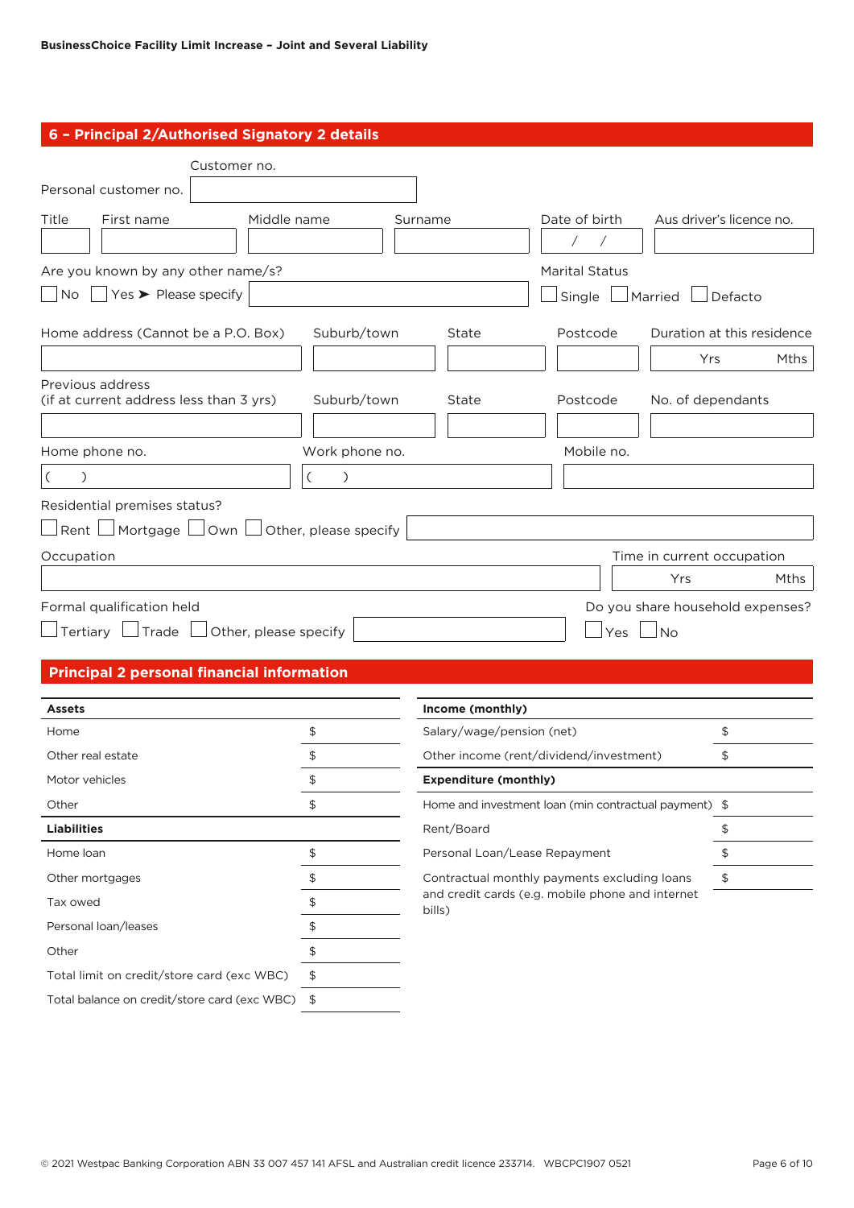## 6 – Principal 2/Authorised Signatory 2 details

Customer no.

Personal customer no. 

| Title | First name | Middle name | Surname | Date of birth | Aus driver's licence no. |
|---|---|---|---|---|---|
| | | | | / / | |

Are you known by any other name/s?

☐ No ☐ Yes ➤ Please specify

Marital Status

☐ Single ☐ Married ☐ Defacto

| Home address (Cannot be a P.O. Box) | Suburb/town | State | Postcode | Duration at this residence |
|---|---|---|---|---|
| | | | | Yrs Mths |

| Previous address (if at current address less than 3 yrs) | Suburb/town | State | Postcode | No. of dependants |
|---|---|---|---|---|
| | | | | |

| Home phone no. | Work phone no. | Mobile no. |
|---|---|---|
| ( ) | ( ) | |

Residential premises status?

☐ Rent ☐ Mortgage ☐ Own ☐ Other, please specify

| Occupation | Time in current occupation |
|---|---|
| | Yrs Mths |

Formal qualification held

☐ Tertiary ☐ Trade ☐ Other, please specify

Do you share household expenses?

☐ Yes ☐ No

## Principal 2 personal financial information

| **Assets** | |
|---|---|
| Home | $ |
| Other real estate | $ |
| Motor vehicles | $ |
| Other | $ |
| **Liabilities** | |
| Home loan | $ |
| Other mortgages | $ |
| Tax owed | $ |
| Personal loan/leases | $ |
| Other | $ |
| Total limit on credit/store card (exc WBC) | $ |
| Total balance on credit/store card (exc WBC) | $ |

| **Income (monthly)** | |
|---|---|
| Salary/wage/pension (net) | $ |
| Other income (rent/dividend/investment) | $ |
| **Expenditure (monthly)** | |
| Home and investment loan (min contractual payment) | $ |
| Rent/Board | $ |
| Personal Loan/Lease Repayment | $ |
| Contractual monthly payments excluding loans and credit cards (e.g. mobile phone and internet bills) | $ |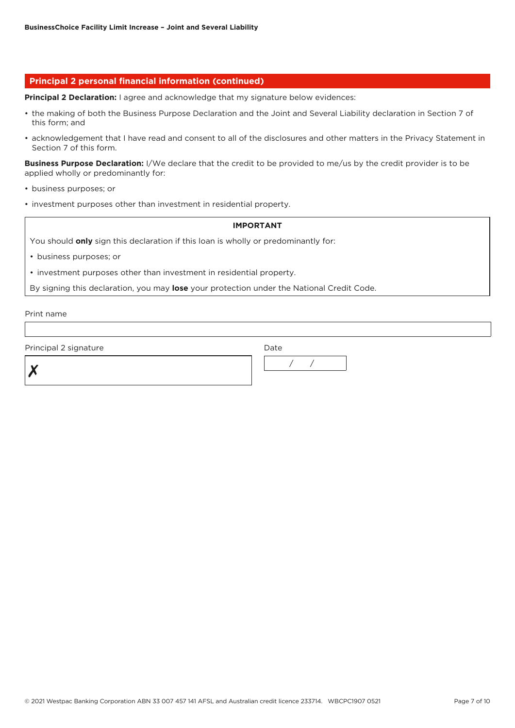## Principal 2 personal financial information (continued)

**Principal 2 Declaration:** I agree and acknowledge that my signature below evidences:

- the making of both the Business Purpose Declaration and the Joint and Several Liability declaration in Section 7 of this form; and
- acknowledgement that I have read and consent to all of the disclosures and other matters in the Privacy Statement in Section 7 of this form.

**Business Purpose Declaration:** I/We declare that the credit to be provided to me/us by the credit provider is to be applied wholly or predominantly for:

- business purposes; or
- investment purposes other than investment in residential property.

**IMPORTANT**

You should **only** sign this declaration if this loan is wholly or predominantly for:

- business purposes; or
- investment purposes other than investment in residential property.

By signing this declaration, you may **lose** your protection under the National Credit Code.

Print name

Principal 2 signature

✗

Date

/ /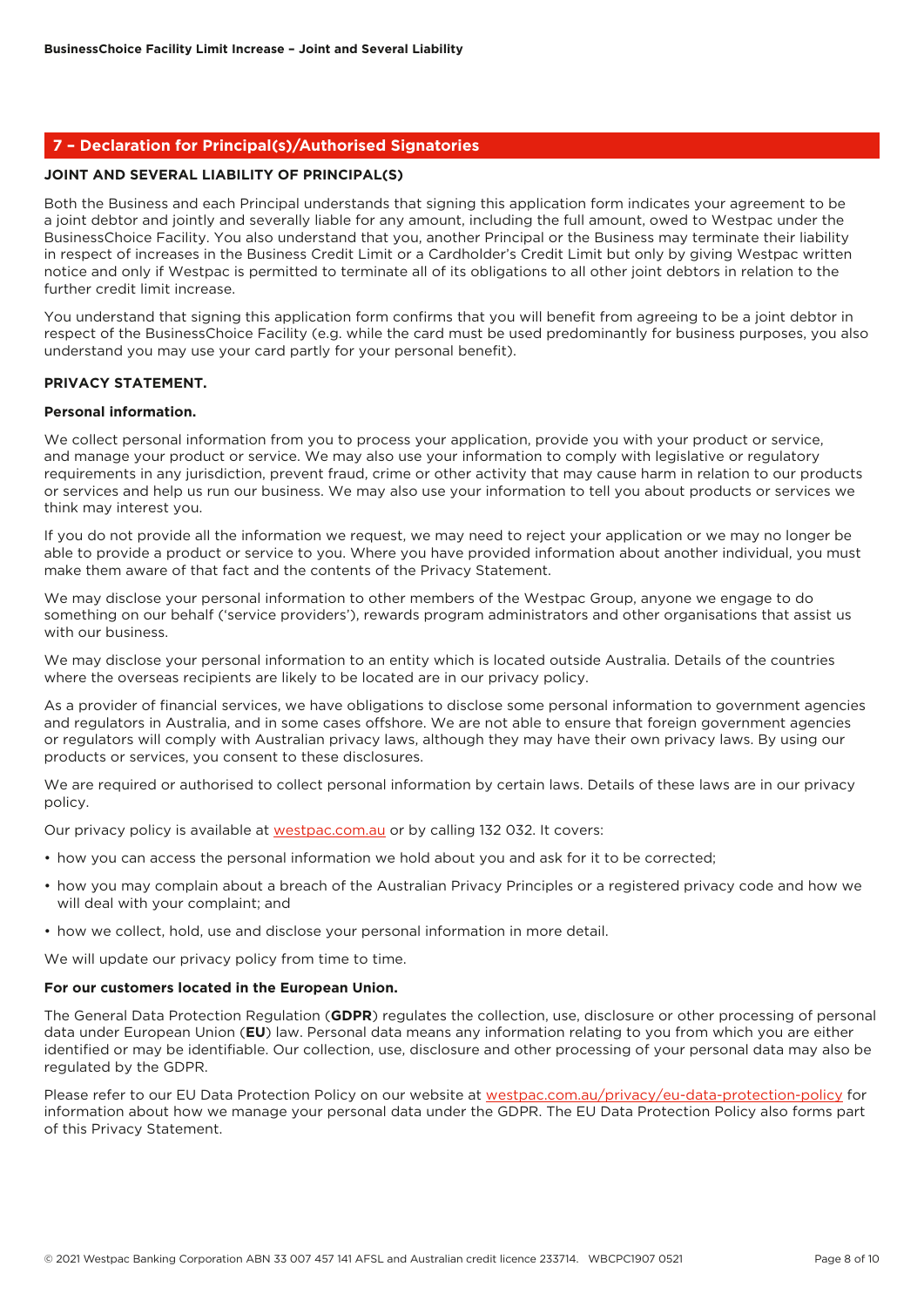## 7 – Declaration for Principal(s)/Authorised Signatories

**JOINT AND SEVERAL LIABILITY OF PRINCIPAL(S)**

Both the Business and each Principal understands that signing this application form indicates your agreement to be a joint debtor and jointly and severally liable for any amount, including the full amount, owed to Westpac under the BusinessChoice Facility. You also understand that you, another Principal or the Business may terminate their liability in respect of increases in the Business Credit Limit or a Cardholder's Credit Limit but only by giving Westpac written notice and only if Westpac is permitted to terminate all of its obligations to all other joint debtors in relation to the further credit limit increase.

You understand that signing this application form confirms that you will benefit from agreeing to be a joint debtor in respect of the BusinessChoice Facility (e.g. while the card must be used predominantly for business purposes, you also understand you may use your card partly for your personal benefit).

**PRIVACY STATEMENT.**

**Personal information.**

We collect personal information from you to process your application, provide you with your product or service, and manage your product or service. We may also use your information to comply with legislative or regulatory requirements in any jurisdiction, prevent fraud, crime or other activity that may cause harm in relation to our products or services and help us run our business. We may also use your information to tell you about products or services we think may interest you.

If you do not provide all the information we request, we may need to reject your application or we may no longer be able to provide a product or service to you. Where you have provided information about another individual, you must make them aware of that fact and the contents of the Privacy Statement.

We may disclose your personal information to other members of the Westpac Group, anyone we engage to do something on our behalf ('service providers'), rewards program administrators and other organisations that assist us with our business.

We may disclose your personal information to an entity which is located outside Australia. Details of the countries where the overseas recipients are likely to be located are in our privacy policy.

As a provider of financial services, we have obligations to disclose some personal information to government agencies and regulators in Australia, and in some cases offshore. We are not able to ensure that foreign government agencies or regulators will comply with Australian privacy laws, although they may have their own privacy laws. By using our products or services, you consent to these disclosures.

We are required or authorised to collect personal information by certain laws. Details of these laws are in our privacy policy.

Our privacy policy is available at westpac.com.au or by calling 132 032. It covers:

- how you can access the personal information we hold about you and ask for it to be corrected;
- how you may complain about a breach of the Australian Privacy Principles or a registered privacy code and how we will deal with your complaint; and
- how we collect, hold, use and disclose your personal information in more detail.

We will update our privacy policy from time to time.

**For our customers located in the European Union.**

The General Data Protection Regulation (**GDPR**) regulates the collection, use, disclosure or other processing of personal data under European Union (**EU**) law. Personal data means any information relating to you from which you are either identified or may be identifiable. Our collection, use, disclosure and other processing of your personal data may also be regulated by the GDPR.

Please refer to our EU Data Protection Policy on our website at westpac.com.au/privacy/eu-data-protection-policy for information about how we manage your personal data under the GDPR. The EU Data Protection Policy also forms part of this Privacy Statement.

© 2021 Westpac Banking Corporation ABN 33 007 457 141 AFSL and Australian credit licence 233714. WBCPC1907 0521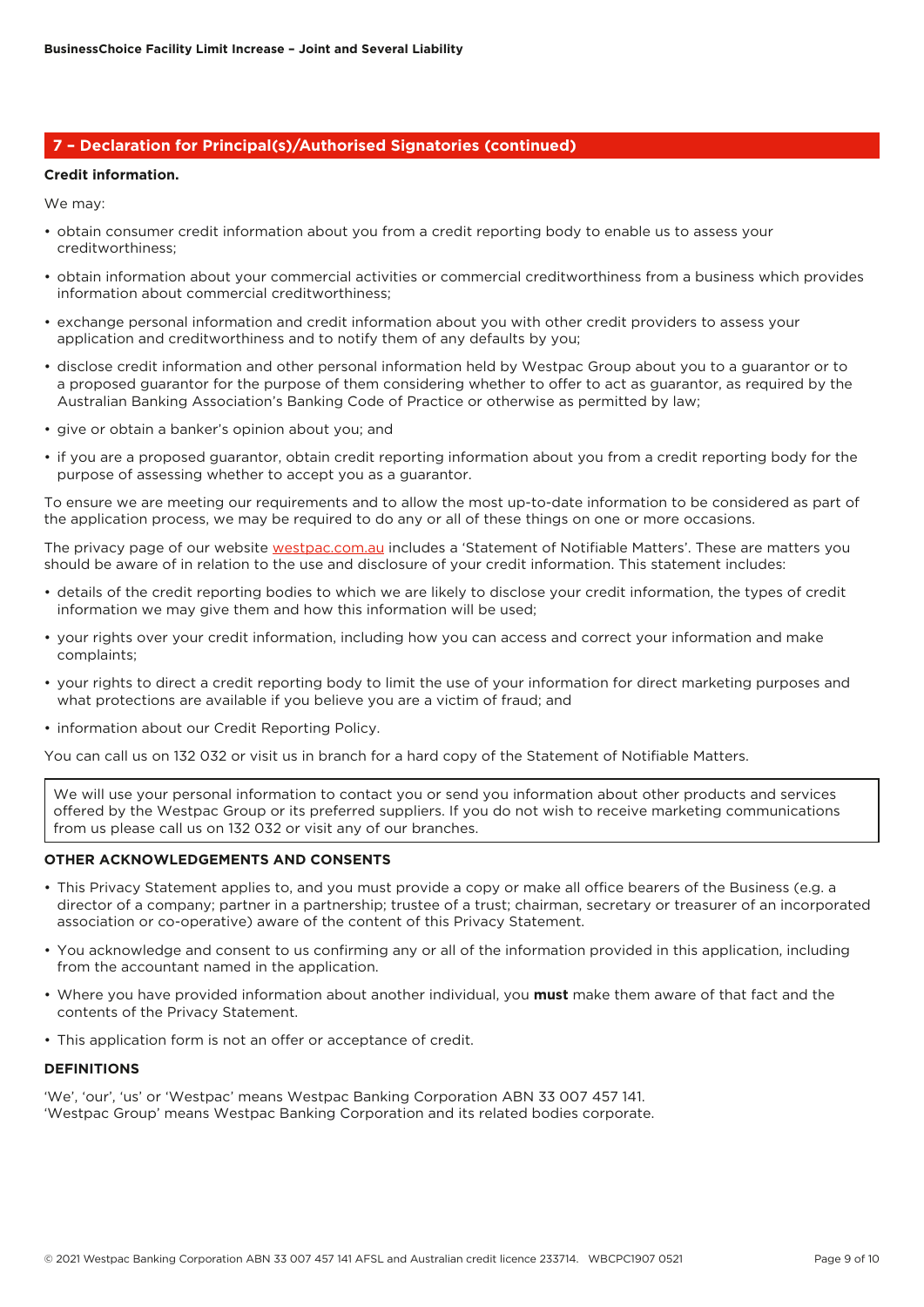## 7 – Declaration for Principal(s)/Authorised Signatories (continued)

**Credit information.**

We may:

- obtain consumer credit information about you from a credit reporting body to enable us to assess your creditworthiness;
- obtain information about your commercial activities or commercial creditworthiness from a business which provides information about commercial creditworthiness;
- exchange personal information and credit information about you with other credit providers to assess your application and creditworthiness and to notify them of any defaults by you;
- disclose credit information and other personal information held by Westpac Group about you to a guarantor or to a proposed guarantor for the purpose of them considering whether to offer to act as guarantor, as required by the Australian Banking Association's Banking Code of Practice or otherwise as permitted by law;
- give or obtain a banker's opinion about you; and
- if you are a proposed guarantor, obtain credit reporting information about you from a credit reporting body for the purpose of assessing whether to accept you as a guarantor.

To ensure we are meeting our requirements and to allow the most up-to-date information to be considered as part of the application process, we may be required to do any or all of these things on one or more occasions.

The privacy page of our website westpac.com.au includes a 'Statement of Notifiable Matters'. These are matters you should be aware of in relation to the use and disclosure of your credit information. This statement includes:

- details of the credit reporting bodies to which we are likely to disclose your credit information, the types of credit information we may give them and how this information will be used;
- your rights over your credit information, including how you can access and correct your information and make complaints;
- your rights to direct a credit reporting body to limit the use of your information for direct marketing purposes and what protections are available if you believe you are a victim of fraud; and
- information about our Credit Reporting Policy.

You can call us on 132 032 or visit us in branch for a hard copy of the Statement of Notifiable Matters.

We will use your personal information to contact you or send you information about other products and services offered by the Westpac Group or its preferred suppliers. If you do not wish to receive marketing communications from us please call us on 132 032 or visit any of our branches.

**OTHER ACKNOWLEDGEMENTS AND CONSENTS**

- This Privacy Statement applies to, and you must provide a copy or make all office bearers of the Business (e.g. a director of a company; partner in a partnership; trustee of a trust; chairman, secretary or treasurer of an incorporated association or co-operative) aware of the content of this Privacy Statement.
- You acknowledge and consent to us confirming any or all of the information provided in this application, including from the accountant named in the application.
- Where you have provided information about another individual, you **must** make them aware of that fact and the contents of the Privacy Statement.
- This application form is not an offer or acceptance of credit.

**DEFINITIONS**

'We', 'our', 'us' or 'Westpac' means Westpac Banking Corporation ABN 33 007 457 141.
'Westpac Group' means Westpac Banking Corporation and its related bodies corporate.

© 2021 Westpac Banking Corporation ABN 33 007 457 141 AFSL and Australian credit licence 233714. WBCPC1907 0521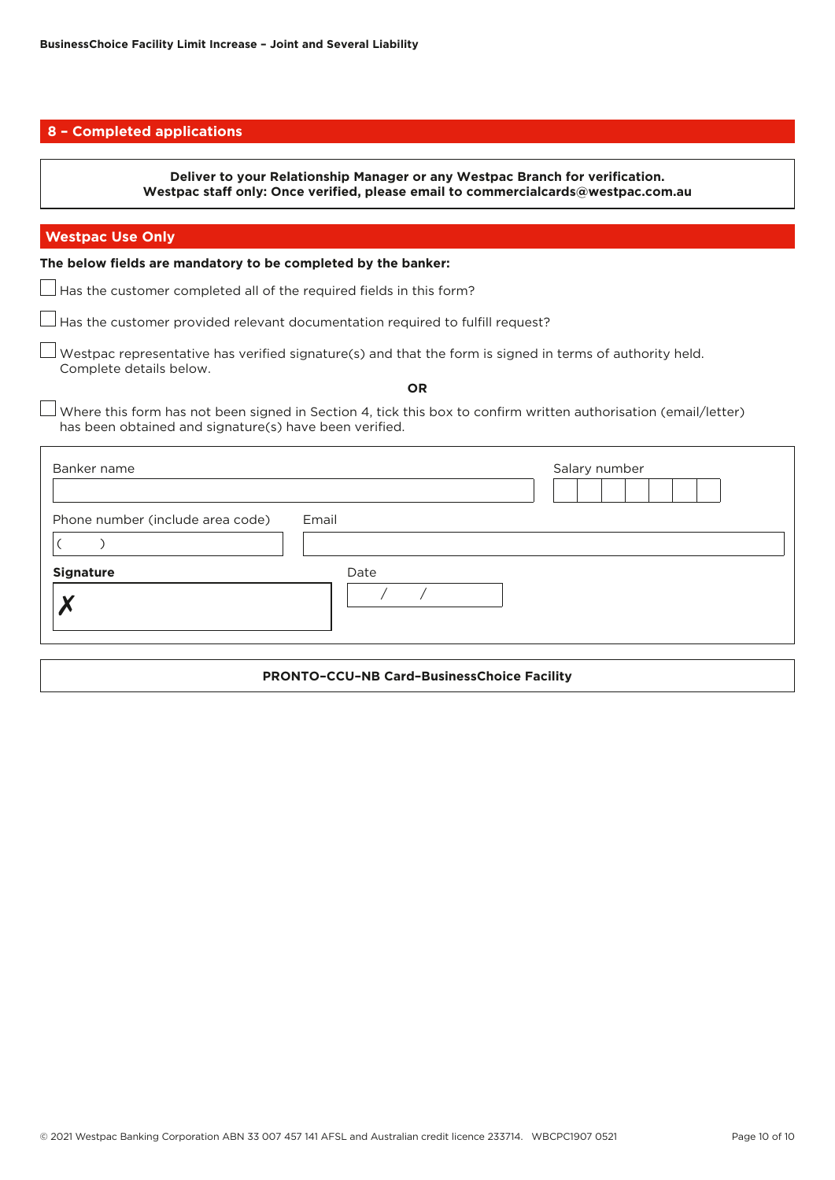## 8 – Completed applications

**Deliver to your Relationship Manager or any Westpac Branch for verification.**
**Westpac staff only: Once verified, please email to commercialcards@westpac.com.au**

## Westpac Use Only

**The below fields are mandatory to be completed by the banker:**

☐ Has the customer completed all of the required fields in this form?

☐ Has the customer provided relevant documentation required to fulfill request?

☐ Westpac representative has verified signature(s) and that the form is signed in terms of authority held. Complete details below.

**OR**

☐ Where this form has not been signed in Section 4, tick this box to confirm written authorisation (email/letter) has been obtained and signature(s) have been verified.

Banker name

Salary number

Phone number (include area code) ( )

Email

**Signature** ✗

Date / /

**PRONTO–CCU–NB Card–BusinessChoice Facility**

© 2021 Westpac Banking Corporation ABN 33 007 457 141 AFSL and Australian credit licence 233714. WBCPC1907 0521